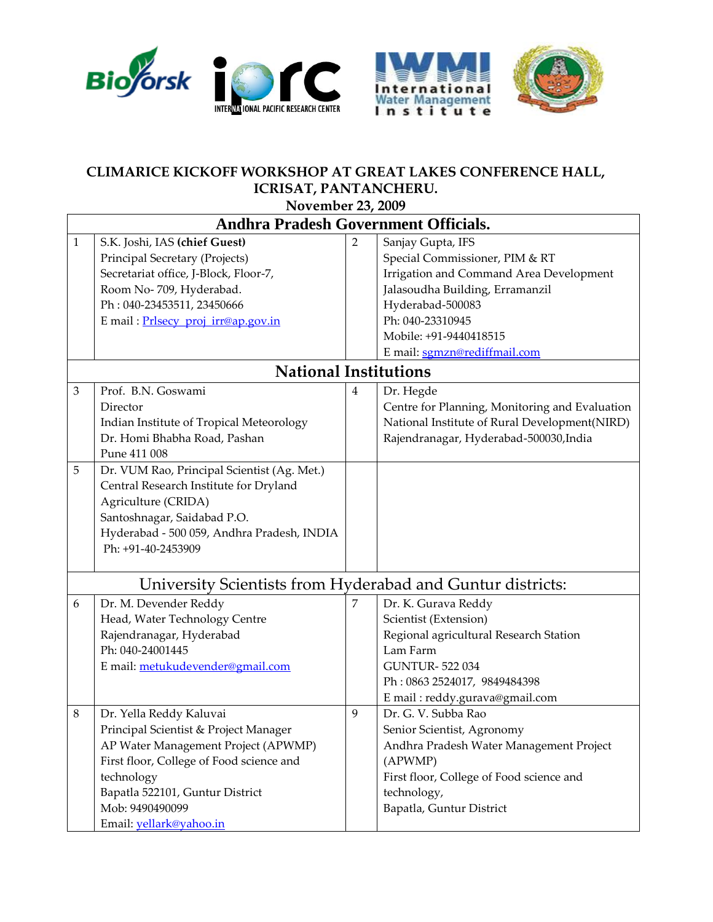## CLIMARICE KICKOFF WORKSHOP AT GREAT LAKES CONFERENCE HALL, ICRISAT, PANTANCHERU.

**November 23, 2009**

| | | | |
|---|---|---|---|
| **Andhra Pradesh Government Officials.** | | | |
| 1 | S.K. Joshi, IAS **(chief Guest)**<br>Principal Secretary (Projects)<br>Secretariat office, J-Block, Floor-7,<br>Room No- 709, Hyderabad.<br>Ph : 040-23453511, 23450666<br>E mail : Prlsecy_proj_irr@ap.gov.in | 2 | Sanjay Gupta, IFS<br>Special Commissioner, PIM & RT<br>Irrigation and Command Area Development<br>Jalasoudha Building, Erramanzil<br>Hyderabad-500083<br>Ph: 040-23310945<br>Mobile: +91-9440418515<br>E mail: sgmzn@rediffmail.com |
| **National Institutions** | | | |
| 3 | Prof. B.N. Goswami<br>Director<br>Indian Institute of Tropical Meteorology<br>Dr. Homi Bhabha Road, Pashan<br>Pune 411 008 | 4 | Dr. Hegde<br>Centre for Planning, Monitoring and Evaluation<br>National Institute of Rural Development(NIRD)<br>Rajendranagar, Hyderabad-500030,India |
| 5 | Dr. VUM Rao, Principal Scientist (Ag. Met.)<br>Central Research Institute for Dryland Agriculture (CRIDA)<br>Santoshnagar, Saidabad P.O.<br>Hyderabad - 500 059, Andhra Pradesh, INDIA<br>Ph: +91-40-2453909 | | |
| **University Scientists from Hyderabad and Guntur districts:** | | | |
| 6 | Dr. M. Devender Reddy<br>Head, Water Technology Centre<br>Rajendranagar, Hyderabad<br>Ph: 040-24001445<br>E mail: metukudevender@gmail.com | 7 | Dr. K. Gurava Reddy<br>Scientist (Extension)<br>Regional agricultural Research Station<br>Lam Farm<br>GUNTUR- 522 034<br>Ph : 0863 2524017, 9849484398<br>E mail : reddy.gurava@gmail.com |
| 8 | Dr. Yella Reddy Kaluvai<br>Principal Scientist & Project Manager<br>AP Water Management Project (APWMP)<br>First floor, College of Food science and technology<br>Bapatla 522101, Guntur District<br>Mob: 9490490099<br>Email: yellark@yahoo.in | 9 | Dr. G. V. Subba Rao<br>Senior Scientist, Agronomy<br>Andhra Pradesh Water Management Project (APWMP)<br>First floor, College of Food science and technology,<br>Bapatla, Guntur District |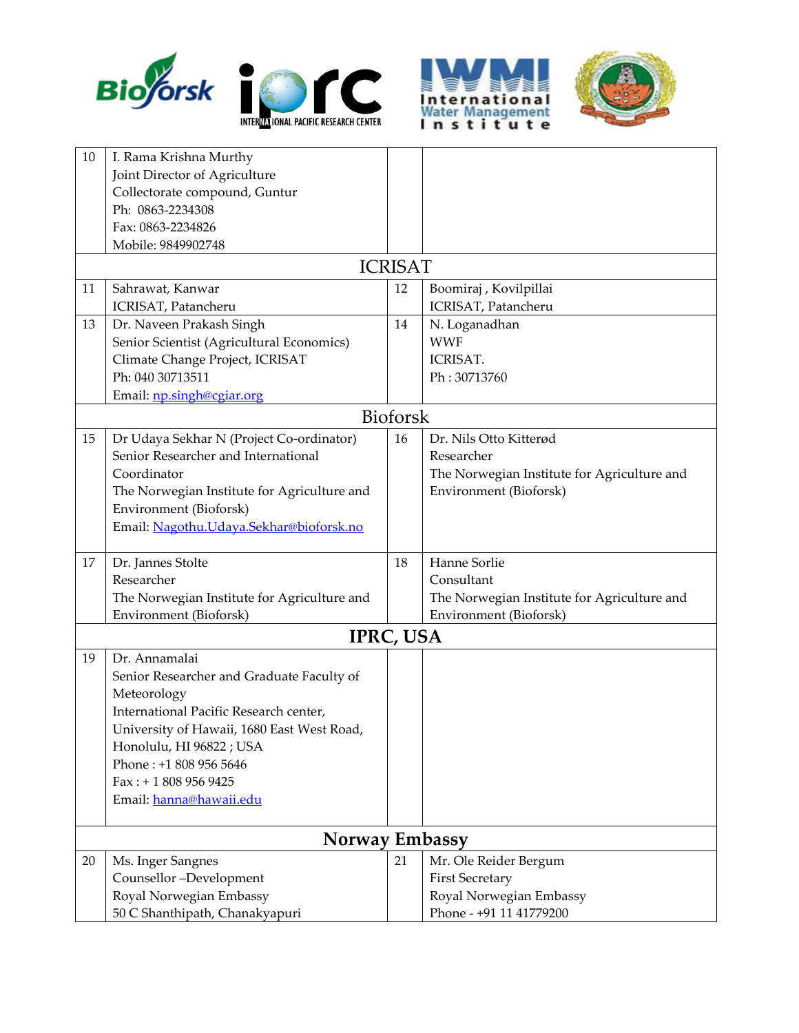| | | | |
|---|---|---|---|
| 10 | I. Rama Krishna Murthy<br>Joint Director of Agriculture<br>Collectorate compound, Guntur<br>Ph: 0863-2234308<br>Fax: 0863-2234826<br>Mobile: 9849902748 | | |
| | **ICRISAT** | | |
| 11 | Sahrawat, Kanwar<br>ICRISAT, Patancheru | 12 | Boomiraj , Kovilpillai<br>ICRISAT, Patancheru |
| 13 | Dr. Naveen Prakash Singh<br>Senior Scientist (Agricultural Economics)<br>Climate Change Project, ICRISAT<br>Ph: 040 30713511<br>Email: np.singh@cgiar.org | 14 | N. Loganadhan<br>WWF<br>ICRISAT.<br>Ph : 30713760 |
| | **Bioforsk** | | |
| 15 | Dr Udaya Sekhar N (Project Co-ordinator)<br>Senior Researcher and International Coordinator<br>The Norwegian Institute for Agriculture and Environment (Bioforsk)<br>Email: Nagothu.Udaya.Sekhar@bioforsk.no | 16 | Dr. Nils Otto Kitterød<br>Researcher<br>The Norwegian Institute for Agriculture and Environment (Bioforsk) |
| 17 | Dr. Jannes Stolte<br>Researcher<br>The Norwegian Institute for Agriculture and Environment (Bioforsk) | 18 | Hanne Sorlie<br>Consultant<br>The Norwegian Institute for Agriculture and Environment (Bioforsk) |
| | **IPRC, USA** | | |
| 19 | Dr. Annamalai<br>Senior Researcher and Graduate Faculty of Meteorology<br>International Pacific Research center,<br>University of Hawaii, 1680 East West Road,<br>Honolulu, HI 96822 ; USA<br>Phone : +1 808 956 5646<br>Fax : + 1 808 956 9425<br>Email: hanna@hawaii.edu | | |
| | **Norway Embassy** | | |
| 20 | Ms. Inger Sangnes<br>Counsellor –Development<br>Royal Norwegian Embassy<br>50 C Shanthipath, Chanakyapuri | 21 | Mr. Ole Reider Bergum<br>First Secretary<br>Royal Norwegian Embassy<br>Phone - +91 11 41779200 |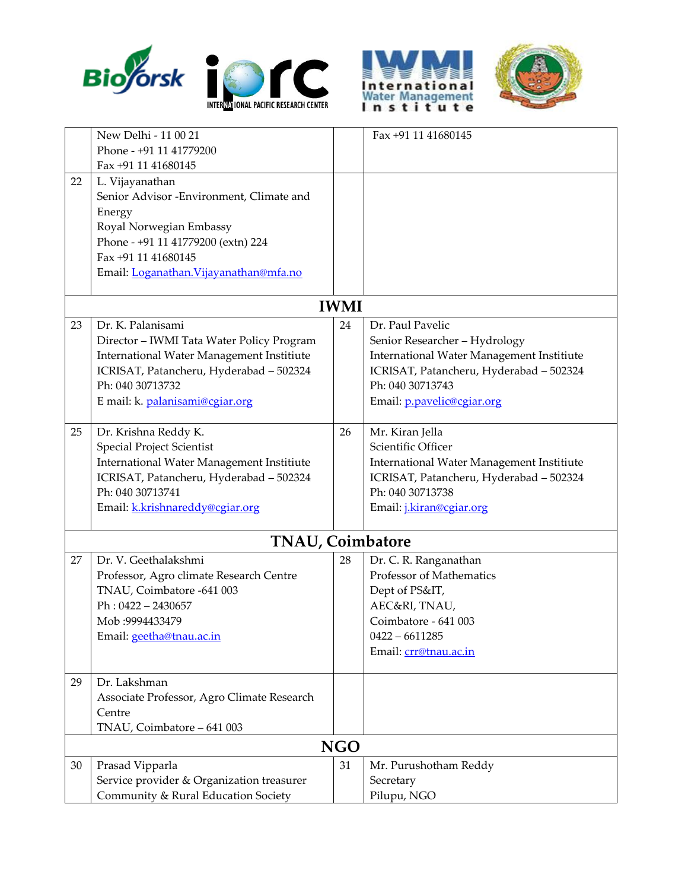| | | | |
|---|---|---|---|
| | New Delhi - 11 00 21<br>Phone - +91 11 41779200<br>Fax +91 11 41680145 | | Fax +91 11 41680145 |
| 22 | L. Vijayanathan<br>Senior Advisor -Environment, Climate and Energy<br>Royal Norwegian Embassy<br>Phone - +91 11 41779200 (extn) 224<br>Fax +91 11 41680145<br>Email: Loganathan.Vijayanathan@mfa.no | | |
| **IWMI** | | | |
| 23 | Dr. K. Palanisami<br>Director – IWMI Tata Water Policy Program<br>International Water Management Instiitute<br>ICRISAT, Patancheru, Hyderabad – 502324<br>Ph: 040 30713732<br>E mail: k. palanisami@cgiar.org | 24 | Dr. Paul Pavelic<br>Senior Researcher – Hydrology<br>International Water Management Instiitute<br>ICRISAT, Patancheru, Hyderabad – 502324<br>Ph: 040 30713743<br>Email: p.pavelic@cgiar.org |
| 25 | Dr. Krishna Reddy K.<br>Special Project Scientist<br>International Water Management Instiitute<br>ICRISAT, Patancheru, Hyderabad – 502324<br>Ph: 040 30713741<br>Email: k.krishnareddy@cgiar.org | 26 | Mr. Kiran Jella<br>Scientific Officer<br>International Water Management Instiitute<br>ICRISAT, Patancheru, Hyderabad – 502324<br>Ph: 040 30713738<br>Email: j.kiran@cgiar.org |
| **TNAU, Coimbatore** | | | |
| 27 | Dr. V. Geethalakshmi<br>Professor, Agro climate Research Centre<br>TNAU, Coimbatore -641 003<br>Ph : 0422 – 2430657<br>Mob :9994433479<br>Email: geetha@tnau.ac.in | 28 | Dr. C. R. Ranganathan<br>Professor of Mathematics<br>Dept of PS&IT,<br>AEC&RI, TNAU,<br>Coimbatore - 641 003<br>0422 – 6611285<br>Email: crr@tnau.ac.in |
| 29 | Dr. Lakshman<br>Associate Professor, Agro Climate Research Centre<br>TNAU, Coimbatore – 641 003 | | |
| **NGO** | | | |
| 30 | Prasad Vipparla<br>Service provider & Organization treasurer<br>Community & Rural Education Society | 31 | Mr. Purushotham Reddy<br>Secretary<br>Pilupu, NGO |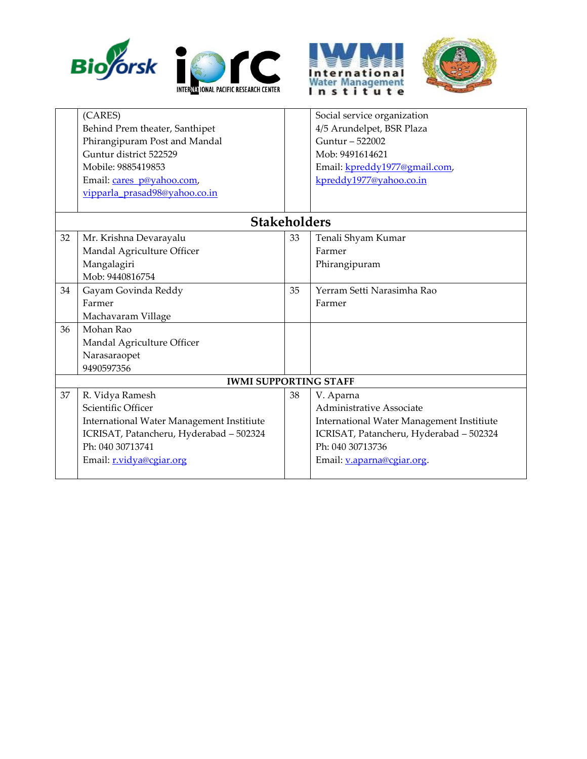| | | | |
|---|---|---|---|
| | (CARES)<br>Behind Prem theater, Santhipet<br>Phirangipuram Post and Mandal<br>Guntur district 522529<br>Mobile: 9885419853<br>Email: cares_p@yahoo.com, vipparla_prasad98@yahoo.co.in | | Social service organization<br>4/5 Arundelpet, BSR Plaza<br>Guntur – 522002<br>Mob: 9491614621<br>Email: kpreddy1977@gmail.com, kpreddy1977@yahoo.co.in |
| **Stakeholders** | | | |
| 32 | Mr. Krishna Devarayalu<br>Mandal Agriculture Officer<br>Mangalagiri<br>Mob: 9440816754 | 33 | Tenali Shyam Kumar<br>Farmer<br>Phirangipuram |
| 34 | Gayam Govinda Reddy<br>Farmer<br>Machavaram Village | 35 | Yerram Setti Narasimha Rao<br>Farmer |
| 36 | Mohan Rao<br>Mandal Agriculture Officer<br>Narasaraopet<br>9490597356 | | |
| **IWMI SUPPORTING STAFF** | | | |
| 37 | R. Vidya Ramesh<br>Scientific Officer<br>International Water Management Instiitute<br>ICRISAT, Patancheru, Hyderabad – 502324<br>Ph: 040 30713741<br>Email: r.vidya@cgiar.org | 38 | V. Aparna<br>Administrative Associate<br>International Water Management Instiitute<br>ICRISAT, Patancheru, Hyderabad – 502324<br>Ph: 040 30713736<br>Email: v.aparna@cgiar.org. |